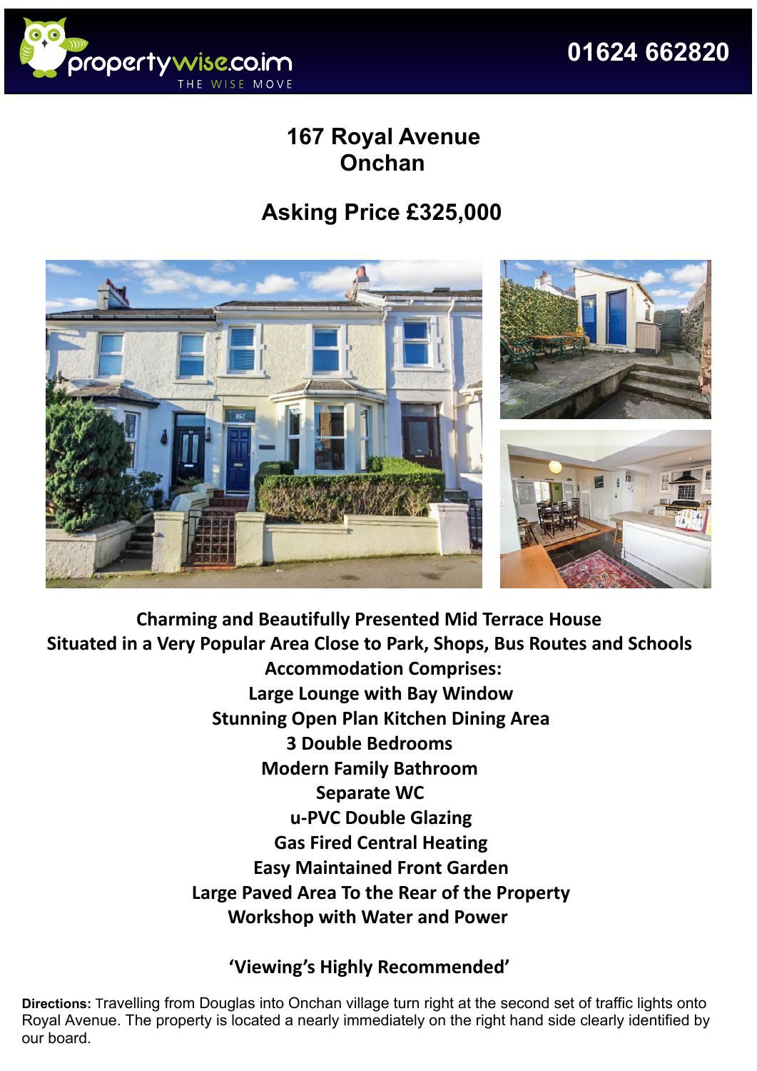propertywise.co.im THE WISE MOVE

01624 662820

# 167 Royal Avenue
# Onchan

## Asking Price £325,000

**Charming and Beautifully Presented Mid Terrace House**
**Situated in a Very Popular Area Close to Park, Shops, Bus Routes and Schools**
**Accommodation Comprises:**
**Large Lounge with Bay Window**
**Stunning Open Plan Kitchen Dining Area**
**3 Double Bedrooms**
**Modern Family Bathroom**
**Separate WC**
**u-PVC Double Glazing**
**Gas Fired Central Heating**
**Easy Maintained Front Garden**
**Large Paved Area To the Rear of the Property**
**Workshop with Water and Power**

**'Viewing's Highly Recommended'**

**Directions:** Travelling from Douglas into Onchan village turn right at the second set of traffic lights onto Royal Avenue. The property is located a nearly immediately on the right hand side clearly identified by our board.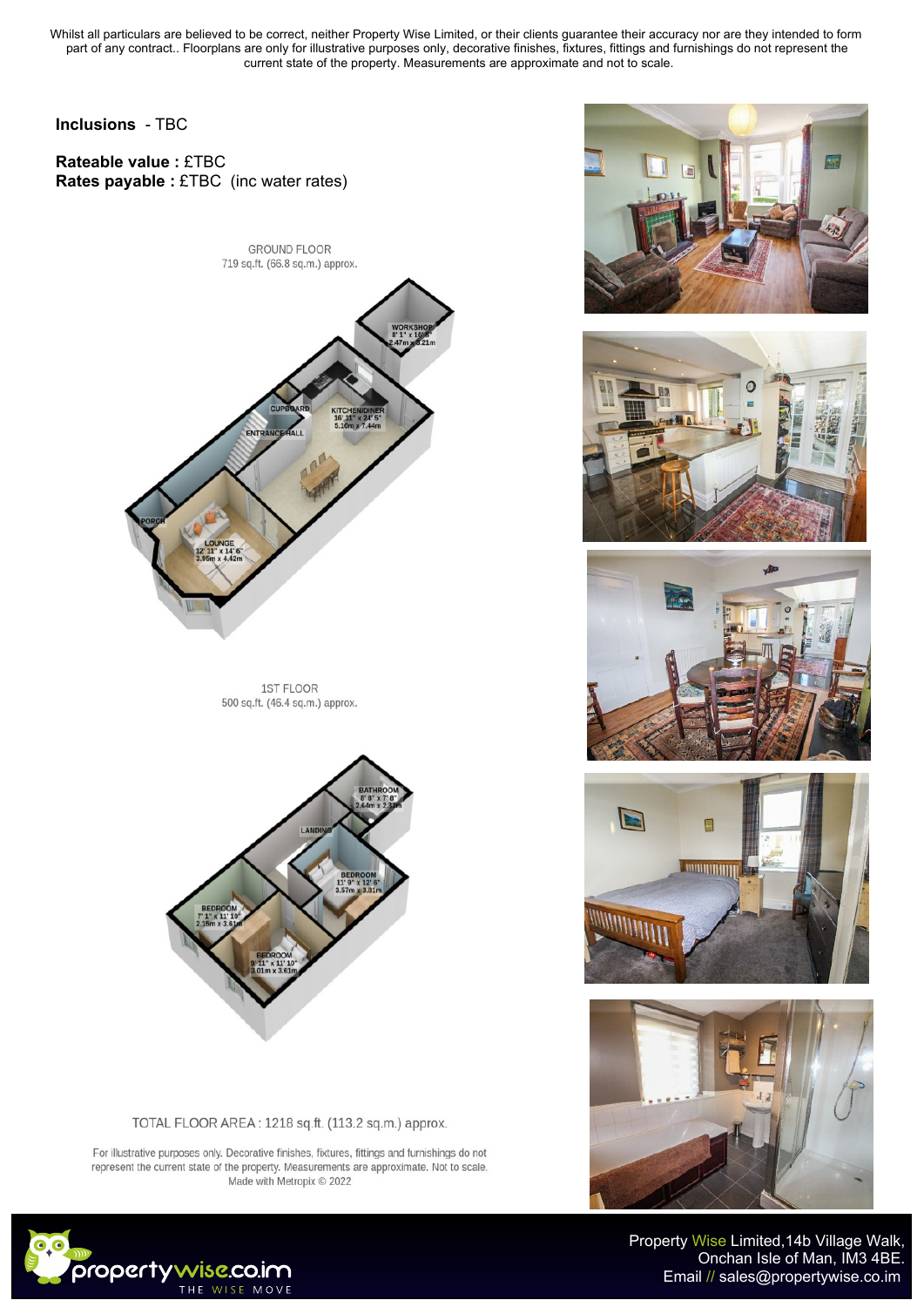Whilst all particulars are believed to be correct, neither Property Wise Limited, or their clients guarantee their accuracy nor are they intended to form part of any contract.. Floorplans are only for illustrative purposes only, decorative finishes, fixtures, fittings and furnishings do not represent the current state of the property. Measurements are approximate and not to scale.

**Inclusions** - TBC

**Rateable value :** £TBC
**Rates payable :** £TBC (inc water rates)

GROUND FLOOR
719 sq.ft. (66.8 sq.m.) approx.

WORKSHOP
8' 1" x 10' 6"
2.47m x 3.21m

CUPBOARD

KITCHEN/DINER
16' 11" x 24' 5"
5.16m x 7.44m

ENTRANCE HALL

PORCH

LOUNGE
12' 11" x 14' 6"
3.95m x 4.42m

1ST FLOOR
500 sq.ft. (46.4 sq.m.) approx.

BATHROOM
8' 8" x 7' 8"
2.64m x 2.33m

LANDING

BEDROOM
11' 9" x 12' 6"
3.57m x 3.81m

BEDROOM
7' 1" x 11' 10"
2.16m x 3.61m

BEDROOM
9' 11" x 11' 10"
3.01m x 3.61m

TOTAL FLOOR AREA : 1218 sq.ft. (113.2 sq.m.) approx.

For illustrative purposes only. Decorative finishes, fixtures, fittings and furnishings do not represent the current state of the property. Measurements are approximate. Not to scale.
Made with Metropix © 2022

propertywise.co.im
THE WISE MOVE

Property Wise Limited,14b Village Walk,
Onchan Isle of Man, IM3 4BE.
Email // sales@propertywise.co.im